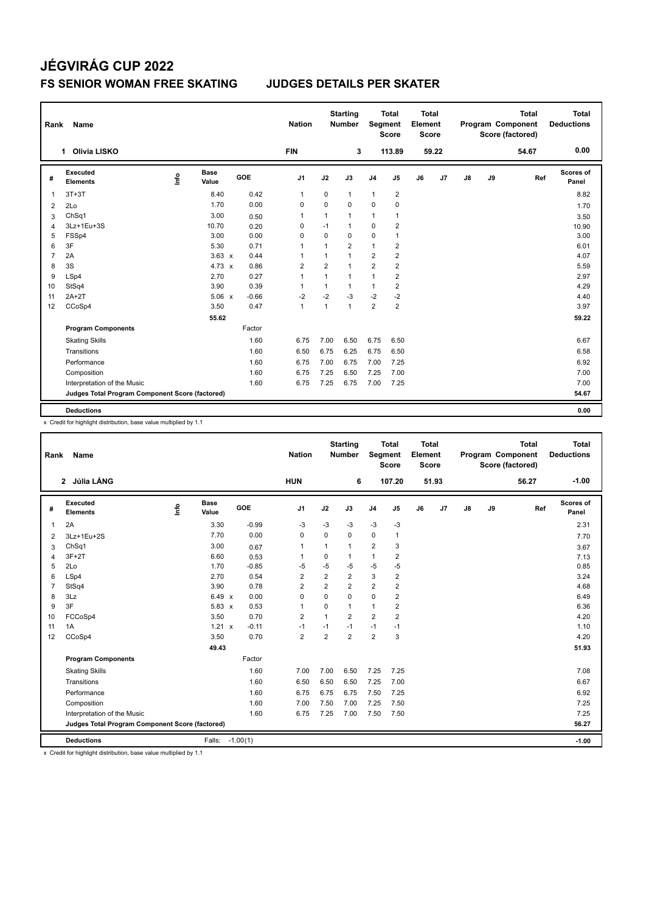# JÉGVIRÁG CUP 2022

## FS SENIOR WOMAN FREE SKATING　　JUDGES DETAILS PER SKATER

| Rank | Name | Nation | Starting Number | Total Segment Score | Total Element Score | Total Program Component Score (factored) | Total Deductions |
|---|---|---|---|---|---|---|---|
| 1 | Olivia LISKO | FIN | 3 | 113.89 | 59.22 | 54.67 | 0.00 |

| # | Executed Elements | Info | Base Value | | GOE | J1 | J2 | J3 | J4 | J5 | J6 | J7 | J8 | J9 | Ref | Scores of Panel |
|---|---|---|---|---|---|---|---|---|---|---|---|---|---|---|---|---|
| 1 | 3T+3T | | 8.40 | | 0.42 | 1 | 0 | 1 | 1 | 2 | | | | | | 8.82 |
| 2 | 2Lo | | 1.70 | | 0.00 | 0 | 0 | 0 | 0 | 0 | | | | | | 1.70 |
| 3 | ChSq1 | | 3.00 | | 0.50 | 1 | 1 | 1 | 1 | 1 | | | | | | 3.50 |
| 4 | 3Lz+1Eu+3S | | 10.70 | | 0.20 | 0 | -1 | 1 | 0 | 2 | | | | | | 10.90 |
| 5 | FSSp4 | | 3.00 | | 0.00 | 0 | 0 | 0 | 0 | 1 | | | | | | 3.00 |
| 6 | 3F | | 5.30 | | 0.71 | 1 | 1 | 2 | 1 | 2 | | | | | | 6.01 |
| 7 | 2A | | 3.63 | x | 0.44 | 1 | 1 | 1 | 2 | 2 | | | | | | 4.07 |
| 8 | 3S | | 4.73 | x | 0.86 | 2 | 2 | 1 | 2 | 2 | | | | | | 5.59 |
| 9 | LSp4 | | 2.70 | | 0.27 | 1 | 1 | 1 | 1 | 2 | | | | | | 2.97 |
| 10 | StSq4 | | 3.90 | | 0.39 | 1 | 1 | 1 | 1 | 2 | | | | | | 4.29 |
| 11 | 2A+2T | | 5.06 | x | -0.66 | -2 | -2 | -3 | -2 | -2 | | | | | | 4.40 |
| 12 | CCoSp4 | | 3.50 | | 0.47 | 1 | 1 | 1 | 2 | 2 | | | | | | 3.97 |
| | | | 55.62 | | | | | | | | | | | | | 59.22 |
| | **Program Components** | | | | Factor | | | | | | | | | | | |
| | Skating Skills | | | | 1.60 | 6.75 | 7.00 | 6.50 | 6.75 | 6.50 | | | | | | 6.67 |
| | Transitions | | | | 1.60 | 6.50 | 6.75 | 6.25 | 6.75 | 6.50 | | | | | | 6.58 |
| | Performance | | | | 1.60 | 6.75 | 7.00 | 6.75 | 7.00 | 7.25 | | | | | | 6.92 |
| | Composition | | | | 1.60 | 6.75 | 7.25 | 6.50 | 7.25 | 7.00 | | | | | | 7.00 |
| | Interpretation of the Music | | | | 1.60 | 6.75 | 7.25 | 6.75 | 7.00 | 7.25 | | | | | | 7.00 |
| | **Judges Total Program Component Score (factored)** | | | | | | | | | | | | | | | 54.67 |
| | **Deductions** | | | | | | | | | | | | | | | 0.00 |

x Credit for highlight distribution, base value multiplied by 1.1

| Rank | Name | Nation | Starting Number | Total Segment Score | Total Element Score | Total Program Component Score (factored) | Total Deductions |
|---|---|---|---|---|---|---|---|
| 2 | Júlia LÁNG | HUN | 6 | 107.20 | 51.93 | 56.27 | -1.00 |

| # | Executed Elements | Info | Base Value | | GOE | J1 | J2 | J3 | J4 | J5 | J6 | J7 | J8 | J9 | Ref | Scores of Panel |
|---|---|---|---|---|---|---|---|---|---|---|---|---|---|---|---|---|
| 1 | 2A | | 3.30 | | -0.99 | -3 | -3 | -3 | -3 | -3 | | | | | | 2.31 |
| 2 | 3Lz+1Eu+2S | | 7.70 | | 0.00 | 0 | 0 | 0 | 0 | 1 | | | | | | 7.70 |
| 3 | ChSq1 | | 3.00 | | 0.67 | 1 | 1 | 1 | 2 | 3 | | | | | | 3.67 |
| 4 | 3F+2T | | 6.60 | | 0.53 | 1 | 0 | 1 | 1 | 2 | | | | | | 7.13 |
| 5 | 2Lo | | 1.70 | | -0.85 | -5 | -5 | -5 | -5 | -5 | | | | | | 0.85 |
| 6 | LSp4 | | 2.70 | | 0.54 | 2 | 2 | 2 | 3 | 2 | | | | | | 3.24 |
| 7 | StSq4 | | 3.90 | | 0.78 | 2 | 2 | 2 | 2 | 2 | | | | | | 4.68 |
| 8 | 3Lz | | 6.49 | x | 0.00 | 0 | 0 | 0 | 0 | 2 | | | | | | 6.49 |
| 9 | 3F | | 5.83 | x | 0.53 | 1 | 0 | 1 | 1 | 2 | | | | | | 6.36 |
| 10 | FCCoSp4 | | 3.50 | | 0.70 | 2 | 1 | 2 | 2 | 2 | | | | | | 4.20 |
| 11 | 1A | | 1.21 | x | -0.11 | -1 | -1 | -1 | -1 | -1 | | | | | | 1.10 |
| 12 | CCoSp4 | | 3.50 | | 0.70 | 2 | 2 | 2 | 2 | 3 | | | | | | 4.20 |
| | | | 49.43 | | | | | | | | | | | | | 51.93 |
| | **Program Components** | | | | Factor | | | | | | | | | | | |
| | Skating Skills | | | | 1.60 | 7.00 | 7.00 | 6.50 | 7.25 | 7.25 | | | | | | 7.08 |
| | Transitions | | | | 1.60 | 6.50 | 6.50 | 6.50 | 7.25 | 7.00 | | | | | | 6.67 |
| | Performance | | | | 1.60 | 6.75 | 6.75 | 6.75 | 7.50 | 7.25 | | | | | | 6.92 |
| | Composition | | | | 1.60 | 7.00 | 7.50 | 7.00 | 7.25 | 7.50 | | | | | | 7.25 |
| | Interpretation of the Music | | | | 1.60 | 6.75 | 7.25 | 7.00 | 7.50 | 7.50 | | | | | | 7.25 |
| | **Judges Total Program Component Score (factored)** | | | | | | | | | | | | | | | 56.27 |
| | **Deductions** | | Falls: | | -1.00(1) | | | | | | | | | | | -1.00 |

x Credit for highlight distribution, base value multiplied by 1.1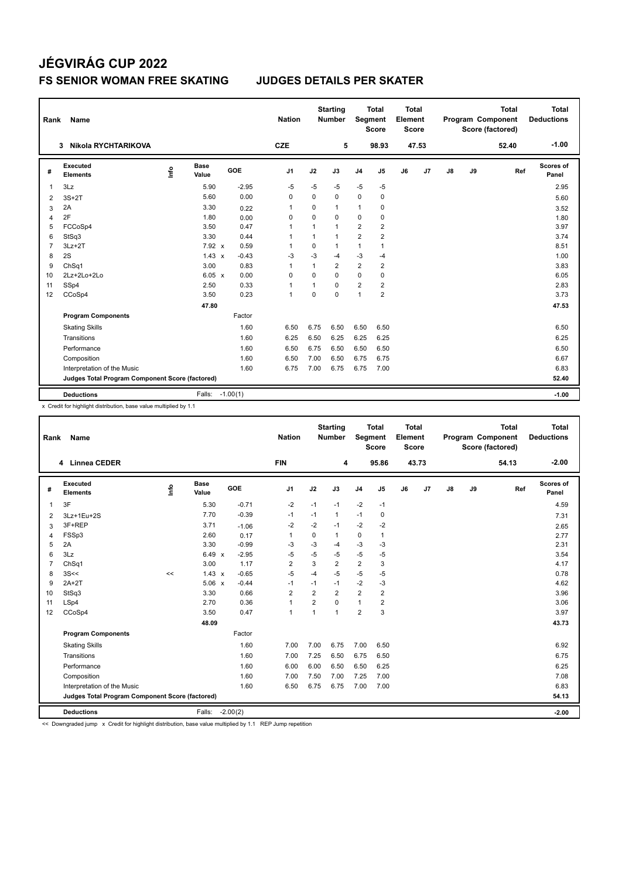# JÉGVIRÁG CUP 2022

## FS SENIOR WOMAN FREE SKATING — JUDGES DETAILS PER SKATER

| Rank | Name | Nation | Starting Number | Total Segment Score | Total Element Score | Total Program Component Score (factored) | Total Deductions |
|---|---|---|---|---|---|---|---|
| 3 | Nikola RYCHTARIKOVA | CZE | 5 | 98.93 | 47.53 | 52.40 | -1.00 |

| # | Executed Elements | Info | Base Value | | GOE | J1 | J2 | J3 | J4 | J5 | J6 | J7 | J8 | J9 | Ref | Scores of Panel |
|---|---|---|---|---|---|---|---|---|---|---|---|---|---|---|---|---|
| 1 | 3Lz | | 5.90 | | -2.95 | -5 | -5 | -5 | -5 | -5 | | | | | | 2.95 |
| 2 | 3S+2T | | 5.60 | | 0.00 | 0 | 0 | 0 | 0 | 0 | | | | | | 5.60 |
| 3 | 2A | | 3.30 | | 0.22 | 1 | 0 | 1 | 1 | 0 | | | | | | 3.52 |
| 4 | 2F | | 1.80 | | 0.00 | 0 | 0 | 0 | 0 | 0 | | | | | | 1.80 |
| 5 | FCCoSp4 | | 3.50 | | 0.47 | 1 | 1 | 1 | 2 | 2 | | | | | | 3.97 |
| 6 | StSq3 | | 3.30 | | 0.44 | 1 | 1 | 1 | 2 | 2 | | | | | | 3.74 |
| 7 | 3Lz+2T | | 7.92 | x | 0.59 | 1 | 0 | 1 | 1 | 1 | | | | | | 8.51 |
| 8 | 2S | | 1.43 | x | -0.43 | -3 | -3 | -4 | -3 | -4 | | | | | | 1.00 |
| 9 | ChSq1 | | 3.00 | | 0.83 | 1 | 1 | 2 | 2 | 2 | | | | | | 3.83 |
| 10 | 2Lz+2Lo+2Lo | | 6.05 | x | 0.00 | 0 | 0 | 0 | 0 | 0 | | | | | | 6.05 |
| 11 | SSp4 | | 2.50 | | 0.33 | 1 | 1 | 0 | 2 | 2 | | | | | | 2.83 |
| 12 | CCoSp4 | | 3.50 | | 0.23 | 1 | 0 | 0 | 1 | 2 | | | | | | 3.73 |
| | | | 47.80 | | | | | | | | | | | | | 47.53 |
| | **Program Components** | | | | Factor | | | | | | | | | | | |
| | Skating Skills | | | | 1.60 | 6.50 | 6.75 | 6.50 | 6.50 | 6.50 | | | | | | 6.50 |
| | Transitions | | | | 1.60 | 6.25 | 6.50 | 6.25 | 6.25 | 6.25 | | | | | | 6.25 |
| | Performance | | | | 1.60 | 6.50 | 6.75 | 6.50 | 6.50 | 6.50 | | | | | | 6.50 |
| | Composition | | | | 1.60 | 6.50 | 7.00 | 6.50 | 6.75 | 6.75 | | | | | | 6.67 |
| | Interpretation of the Music | | | | 1.60 | 6.75 | 7.00 | 6.75 | 6.75 | 7.00 | | | | | | 6.83 |
| | **Judges Total Program Component Score (factored)** | | | | | | | | | | | | | | | 52.40 |
| | **Deductions** | | Falls: | | -1.00(1) | | | | | | | | | | | -1.00 |

x Credit for highlight distribution, base value multiplied by 1.1

| Rank | Name | Nation | Starting Number | Total Segment Score | Total Element Score | Total Program Component Score (factored) | Total Deductions |
|---|---|---|---|---|---|---|---|
| 4 | Linnea CEDER | FIN | 4 | 95.86 | 43.73 | 54.13 | -2.00 |

| # | Executed Elements | Info | Base Value | | GOE | J1 | J2 | J3 | J4 | J5 | J6 | J7 | J8 | J9 | Ref | Scores of Panel |
|---|---|---|---|---|---|---|---|---|---|---|---|---|---|---|---|---|
| 1 | 3F | | 5.30 | | -0.71 | -2 | -1 | -1 | -2 | -1 | | | | | | 4.59 |
| 2 | 3Lz+1Eu+2S | | 7.70 | | -0.39 | -1 | -1 | 1 | -1 | 0 | | | | | | 7.31 |
| 3 | 3F+REP | | 3.71 | | -1.06 | -2 | -2 | -1 | -2 | -2 | | | | | | 2.65 |
| 4 | FSSp3 | | 2.60 | | 0.17 | 1 | 0 | 1 | 0 | 1 | | | | | | 2.77 |
| 5 | 2A | | 3.30 | | -0.99 | -3 | -3 | -4 | -3 | -3 | | | | | | 2.31 |
| 6 | 3Lz | | 6.49 | x | -2.95 | -5 | -5 | -5 | -5 | -5 | | | | | | 3.54 |
| 7 | ChSq1 | | 3.00 | | 1.17 | 2 | 3 | 2 | 2 | 3 | | | | | | 4.17 |
| 8 | 3S<< | << | 1.43 | x | -0.65 | -5 | -4 | -5 | -5 | -5 | | | | | | 0.78 |
| 9 | 2A+2T | | 5.06 | x | -0.44 | -1 | -1 | -1 | -2 | -3 | | | | | | 4.62 |
| 10 | StSq3 | | 3.30 | | 0.66 | 2 | 2 | 2 | 2 | 2 | | | | | | 3.96 |
| 11 | LSp4 | | 2.70 | | 0.36 | 1 | 2 | 0 | 1 | 2 | | | | | | 3.06 |
| 12 | CCoSp4 | | 3.50 | | 0.47 | 1 | 1 | 1 | 2 | 3 | | | | | | 3.97 |
| | | | 48.09 | | | | | | | | | | | | | 43.73 |
| | **Program Components** | | | | Factor | | | | | | | | | | | |
| | Skating Skills | | | | 1.60 | 7.00 | 7.00 | 6.75 | 7.00 | 6.50 | | | | | | 6.92 |
| | Transitions | | | | 1.60 | 7.00 | 7.25 | 6.50 | 6.75 | 6.50 | | | | | | 6.75 |
| | Performance | | | | 1.60 | 6.00 | 6.00 | 6.50 | 6.50 | 6.25 | | | | | | 6.25 |
| | Composition | | | | 1.60 | 7.00 | 7.50 | 7.00 | 7.25 | 7.00 | | | | | | 7.08 |
| | Interpretation of the Music | | | | 1.60 | 6.50 | 6.75 | 6.75 | 7.00 | 7.00 | | | | | | 6.83 |
| | **Judges Total Program Component Score (factored)** | | | | | | | | | | | | | | | 54.13 |
| | **Deductions** | | Falls: | | -2.00(2) | | | | | | | | | | | -2.00 |

<< Downgraded jump x Credit for highlight distribution, base value multiplied by 1.1 REP Jump repetition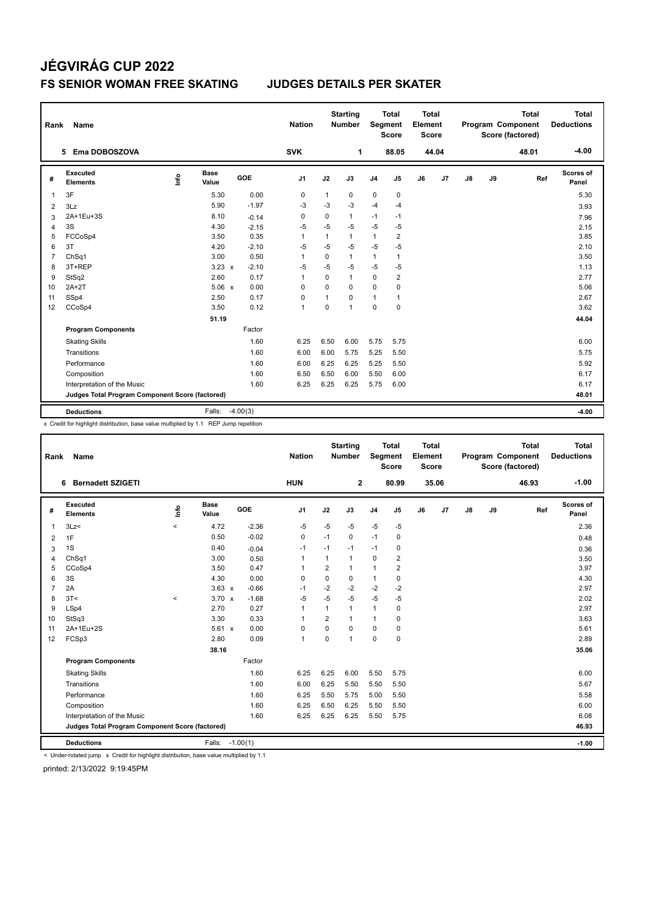# JÉGVIRÁG CUP 2022

## FS SENIOR WOMAN FREE SKATING JUDGES DETAILS PER SKATER

| Rank | Name | Nation | Starting Number | Total Segment Score | Total Element Score | Total Program Component Score (factored) | Total Deductions |
|---|---|---|---|---|---|---|---|
| 5 | Ema DOBOSZOVA | SVK | 1 | 88.05 | 44.04 | 48.01 | -4.00 |

| # | Executed Elements | Info | Base Value | | GOE | J1 | J2 | J3 | J4 | J5 | J6 | J7 | J8 | J9 | Ref | Scores of Panel |
|---|---|---|---|---|---|---|---|---|---|---|---|---|---|---|---|---|
| 1 | 3F | | 5.30 | | 0.00 | 0 | 1 | 0 | 0 | 0 | | | | | | 5.30 |
| 2 | 3Lz | | 5.90 | | -1.97 | -3 | -3 | -3 | -4 | -4 | | | | | | 3.93 |
| 3 | 2A+1Eu+3S | | 8.10 | | -0.14 | 0 | 0 | 1 | -1 | -1 | | | | | | 7.96 |
| 4 | 3S | | 4.30 | | -2.15 | -5 | -5 | -5 | -5 | -5 | | | | | | 2.15 |
| 5 | FCCoSp4 | | 3.50 | | 0.35 | 1 | 1 | 1 | 1 | 2 | | | | | | 3.85 |
| 6 | 3T | | 4.20 | | -2.10 | -5 | -5 | -5 | -5 | -5 | | | | | | 2.10 |
| 7 | ChSq1 | | 3.00 | | 0.50 | 1 | 0 | 1 | 1 | 1 | | | | | | 3.50 |
| 8 | 3T+REP | | 3.23 | x | -2.10 | -5 | -5 | -5 | -5 | -5 | | | | | | 1.13 |
| 9 | StSq2 | | 2.60 | | 0.17 | 1 | 0 | 1 | 0 | 2 | | | | | | 2.77 |
| 10 | 2A+2T | | 5.06 | x | 0.00 | 0 | 0 | 0 | 0 | 0 | | | | | | 5.06 |
| 11 | SSp4 | | 2.50 | | 0.17 | 0 | 1 | 0 | 1 | 1 | | | | | | 2.67 |
| 12 | CCoSp4 | | 3.50 | | 0.12 | 1 | 0 | 1 | 0 | 0 | | | | | | 3.62 |
| | | | 51.19 | | | | | | | | | | | | | 44.04 |
| | **Program Components** | | | | Factor | | | | | | | | | | | |
| | Skating Skills | | | | 1.60 | 6.25 | 6.50 | 6.00 | 5.75 | 5.75 | | | | | | 6.00 |
| | Transitions | | | | 1.60 | 6.00 | 6.00 | 5.75 | 5.25 | 5.50 | | | | | | 5.75 |
| | Performance | | | | 1.60 | 6.00 | 6.25 | 6.25 | 5.25 | 5.50 | | | | | | 5.92 |
| | Composition | | | | 1.60 | 6.50 | 6.50 | 6.00 | 5.50 | 6.00 | | | | | | 6.17 |
| | Interpretation of the Music | | | | 1.60 | 6.25 | 6.25 | 6.25 | 5.75 | 6.00 | | | | | | 6.17 |
| | **Judges Total Program Component Score (factored)** | | | | | | | | | | | | | | | 48.01 |
| | **Deductions** | | Falls: | | -4.00(3) | | | | | | | | | | | -4.00 |

x Credit for highlight distribution, base value multiplied by 1.1 REP Jump repetition

| Rank | Name | Nation | Starting Number | Total Segment Score | Total Element Score | Total Program Component Score (factored) | Total Deductions |
|---|---|---|---|---|---|---|---|
| 6 | Bernadett SZIGETI | HUN | 2 | 80.99 | 35.06 | 46.93 | -1.00 |

| # | Executed Elements | Info | Base Value | | GOE | J1 | J2 | J3 | J4 | J5 | J6 | J7 | J8 | J9 | Ref | Scores of Panel |
|---|---|---|---|---|---|---|---|---|---|---|---|---|---|---|---|---|
| 1 | 3Lz< | < | 4.72 | | -2.36 | -5 | -5 | -5 | -5 | -5 | | | | | | 2.36 |
| 2 | 1F | | 0.50 | | -0.02 | 0 | -1 | 0 | -1 | 0 | | | | | | 0.48 |
| 3 | 1S | | 0.40 | | -0.04 | -1 | -1 | -1 | -1 | 0 | | | | | | 0.36 |
| 4 | ChSq1 | | 3.00 | | 0.50 | 1 | 1 | 1 | 0 | 2 | | | | | | 3.50 |
| 5 | CCoSp4 | | 3.50 | | 0.47 | 1 | 2 | 1 | 1 | 2 | | | | | | 3.97 |
| 6 | 3S | | 4.30 | | 0.00 | 0 | 0 | 0 | 1 | 0 | | | | | | 4.30 |
| 7 | 2A | | 3.63 | x | -0.66 | -1 | -2 | -2 | -2 | -2 | | | | | | 2.97 |
| 8 | 3T< | < | 3.70 | x | -1.68 | -5 | -5 | -5 | -5 | -5 | | | | | | 2.02 |
| 9 | LSp4 | | 2.70 | | 0.27 | 1 | 1 | 1 | 1 | 0 | | | | | | 2.97 |
| 10 | StSq3 | | 3.30 | | 0.33 | 1 | 2 | 1 | 1 | 0 | | | | | | 3.63 |
| 11 | 2A+1Eu+2S | | 5.61 | x | 0.00 | 0 | 0 | 0 | 0 | 0 | | | | | | 5.61 |
| 12 | FCSp3 | | 2.80 | | 0.09 | 1 | 0 | 1 | 0 | 0 | | | | | | 2.89 |
| | | | 38.16 | | | | | | | | | | | | | 35.06 |
| | **Program Components** | | | | Factor | | | | | | | | | | | |
| | Skating Skills | | | | 1.60 | 6.25 | 6.25 | 6.00 | 5.50 | 5.75 | | | | | | 6.00 |
| | Transitions | | | | 1.60 | 6.00 | 6.25 | 5.50 | 5.50 | 5.50 | | | | | | 5.67 |
| | Performance | | | | 1.60 | 6.25 | 5.50 | 5.75 | 5.00 | 5.50 | | | | | | 5.58 |
| | Composition | | | | 1.60 | 6.25 | 6.50 | 6.25 | 5.50 | 5.50 | | | | | | 6.00 |
| | Interpretation of the Music | | | | 1.60 | 6.25 | 6.25 | 6.25 | 5.50 | 5.75 | | | | | | 6.08 |
| | **Judges Total Program Component Score (factored)** | | | | | | | | | | | | | | | 46.93 |
| | **Deductions** | | Falls: | | -1.00(1) | | | | | | | | | | | -1.00 |

< Under-rotated jump x Credit for highlight distribution, base value multiplied by 1.1

printed: 2/13/2022 9:19:45PM